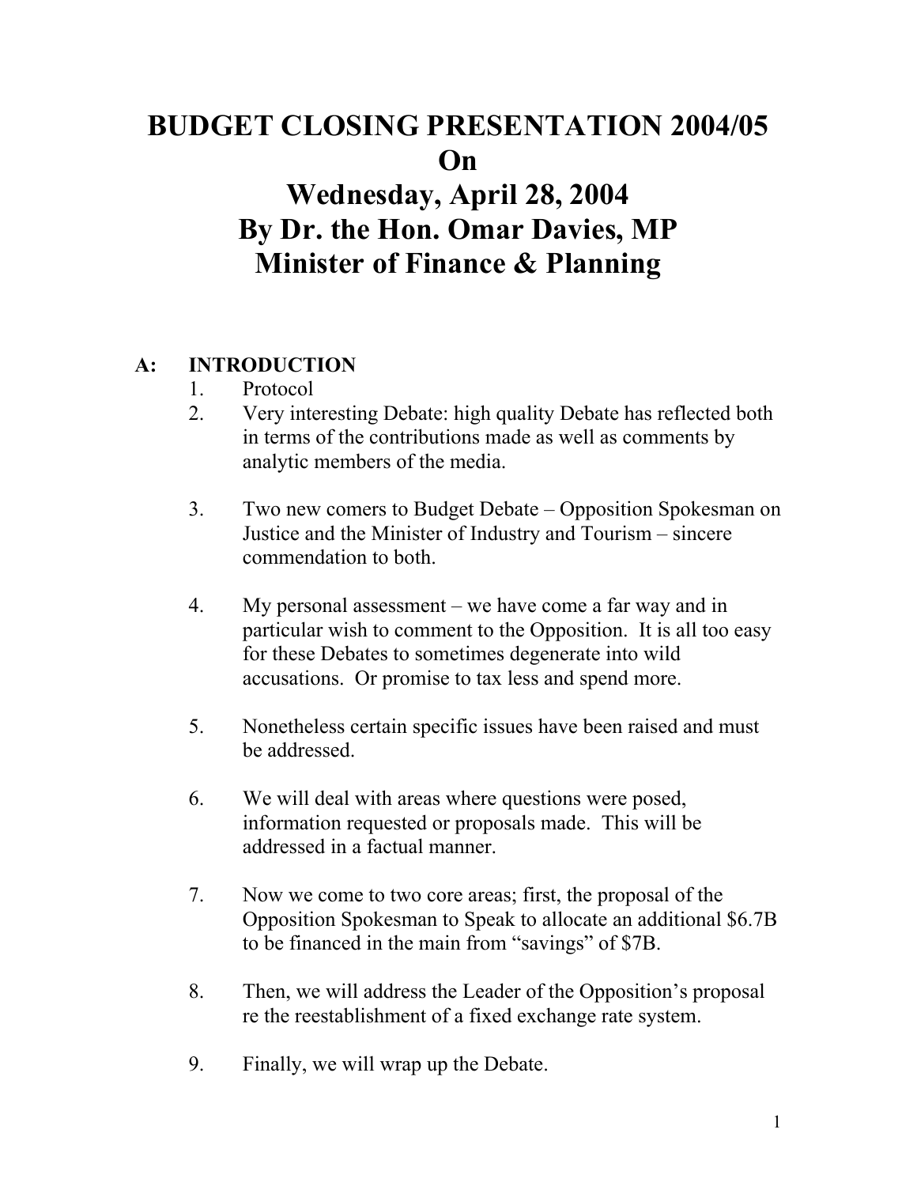# BUDGET CLOSING PRESENTATION 2004/05
# On
# Wednesday, April 28, 2004
# By Dr. the Hon. Omar Davies, MP
# Minister of Finance & Planning

## A: INTRODUCTION

1. Protocol
2. Very interesting Debate: high quality Debate has reflected both in terms of the contributions made as well as comments by analytic members of the media.
3. Two new comers to Budget Debate – Opposition Spokesman on Justice and the Minister of Industry and Tourism – sincere commendation to both.
4. My personal assessment – we have come a far way and in particular wish to comment to the Opposition. It is all too easy for these Debates to sometimes degenerate into wild accusations. Or promise to tax less and spend more.
5. Nonetheless certain specific issues have been raised and must be addressed.
6. We will deal with areas where questions were posed, information requested or proposals made. This will be addressed in a factual manner.
7. Now we come to two core areas; first, the proposal of the Opposition Spokesman to Speak to allocate an additional $6.7B to be financed in the main from "savings" of $7B.
8. Then, we will address the Leader of the Opposition's proposal re the reestablishment of a fixed exchange rate system.
9. Finally, we will wrap up the Debate.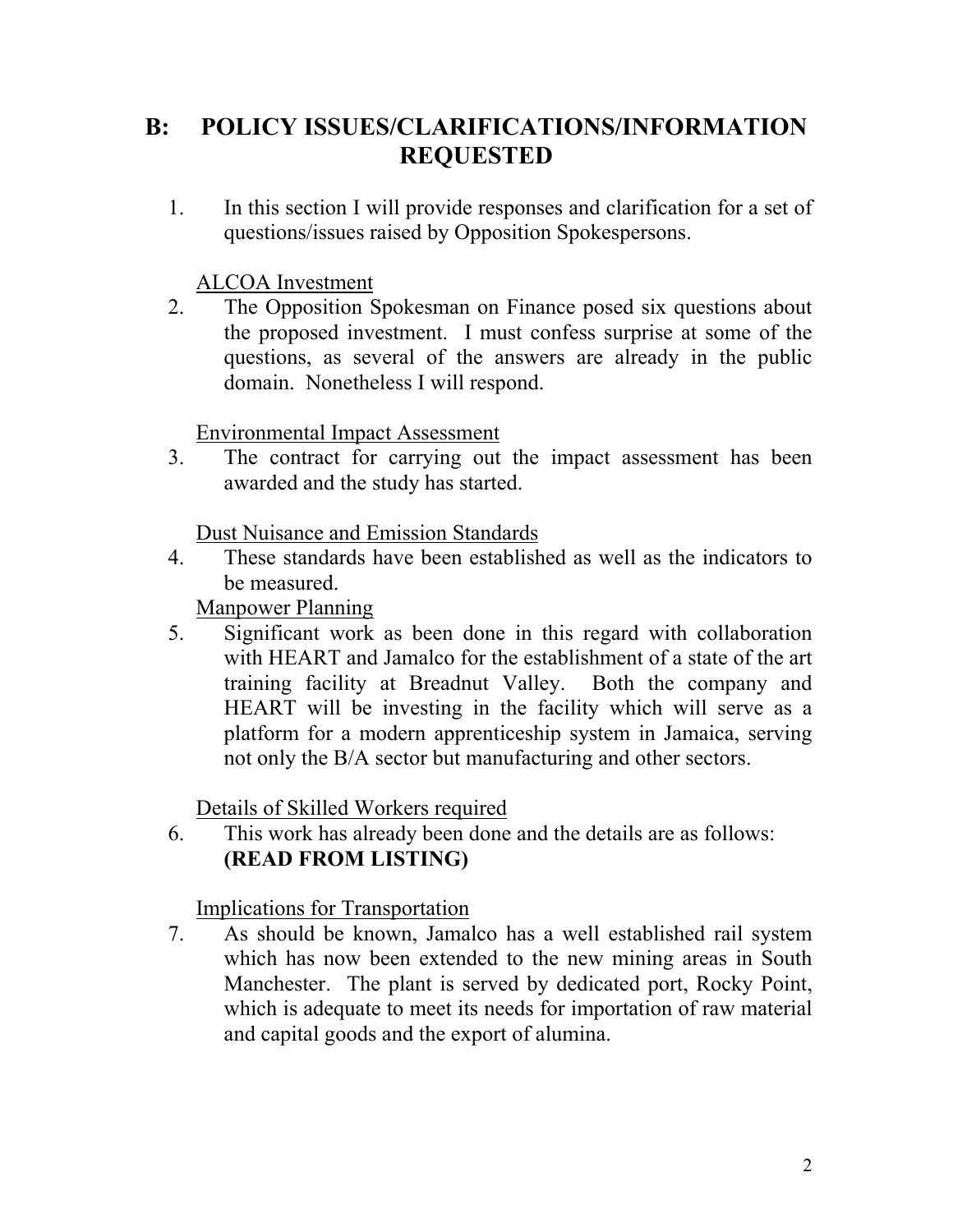## B: POLICY ISSUES/CLARIFICATIONS/INFORMATION REQUESTED

1. In this section I will provide responses and clarification for a set of questions/issues raised by Opposition Spokespersons.

<u>ALCOA Investment</u>

2. The Opposition Spokesman on Finance posed six questions about the proposed investment. I must confess surprise at some of the questions, as several of the answers are already in the public domain. Nonetheless I will respond.

<u>Environmental Impact Assessment</u>

3. The contract for carrying out the impact assessment has been awarded and the study has started.

<u>Dust Nuisance and Emission Standards</u>

4. These standards have been established as well as the indicators to be measured.

<u>Manpower Planning</u>

5. Significant work as been done in this regard with collaboration with HEART and Jamalco for the establishment of a state of the art training facility at Breadnut Valley. Both the company and HEART will be investing in the facility which will serve as a platform for a modern apprenticeship system in Jamaica, serving not only the B/A sector but manufacturing and other sectors.

<u>Details of Skilled Workers required</u>

6. This work has already been done and the details are as follows: **(READ FROM LISTING)**

<u>Implications for Transportation</u>

7. As should be known, Jamalco has a well established rail system which has now been extended to the new mining areas in South Manchester. The plant is served by dedicated port, Rocky Point, which is adequate to meet its needs for importation of raw material and capital goods and the export of alumina.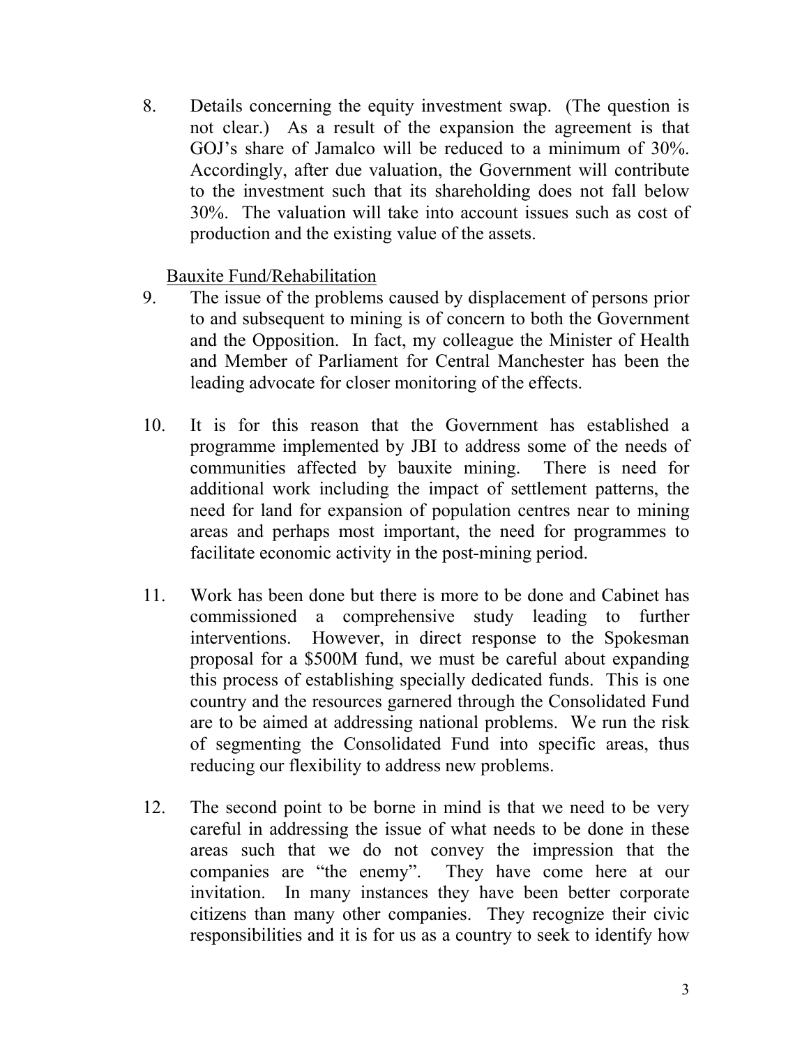8. Details concerning the equity investment swap. (The question is not clear.) As a result of the expansion the agreement is that GOJ's share of Jamalco will be reduced to a minimum of 30%. Accordingly, after due valuation, the Government will contribute to the investment such that its shareholding does not fall below 30%. The valuation will take into account issues such as cost of production and the existing value of the assets.

<u>Bauxite Fund/Rehabilitation</u>

9. The issue of the problems caused by displacement of persons prior to and subsequent to mining is of concern to both the Government and the Opposition. In fact, my colleague the Minister of Health and Member of Parliament for Central Manchester has been the leading advocate for closer monitoring of the effects.

10. It is for this reason that the Government has established a programme implemented by JBI to address some of the needs of communities affected by bauxite mining. There is need for additional work including the impact of settlement patterns, the need for land for expansion of population centres near to mining areas and perhaps most important, the need for programmes to facilitate economic activity in the post-mining period.

11. Work has been done but there is more to be done and Cabinet has commissioned a comprehensive study leading to further interventions. However, in direct response to the Spokesman proposal for a \$500M fund, we must be careful about expanding this process of establishing specially dedicated funds. This is one country and the resources garnered through the Consolidated Fund are to be aimed at addressing national problems. We run the risk of segmenting the Consolidated Fund into specific areas, thus reducing our flexibility to address new problems.

12. The second point to be borne in mind is that we need to be very careful in addressing the issue of what needs to be done in these areas such that we do not convey the impression that the companies are "the enemy". They have come here at our invitation. In many instances they have been better corporate citizens than many other companies. They recognize their civic responsibilities and it is for us as a country to seek to identify how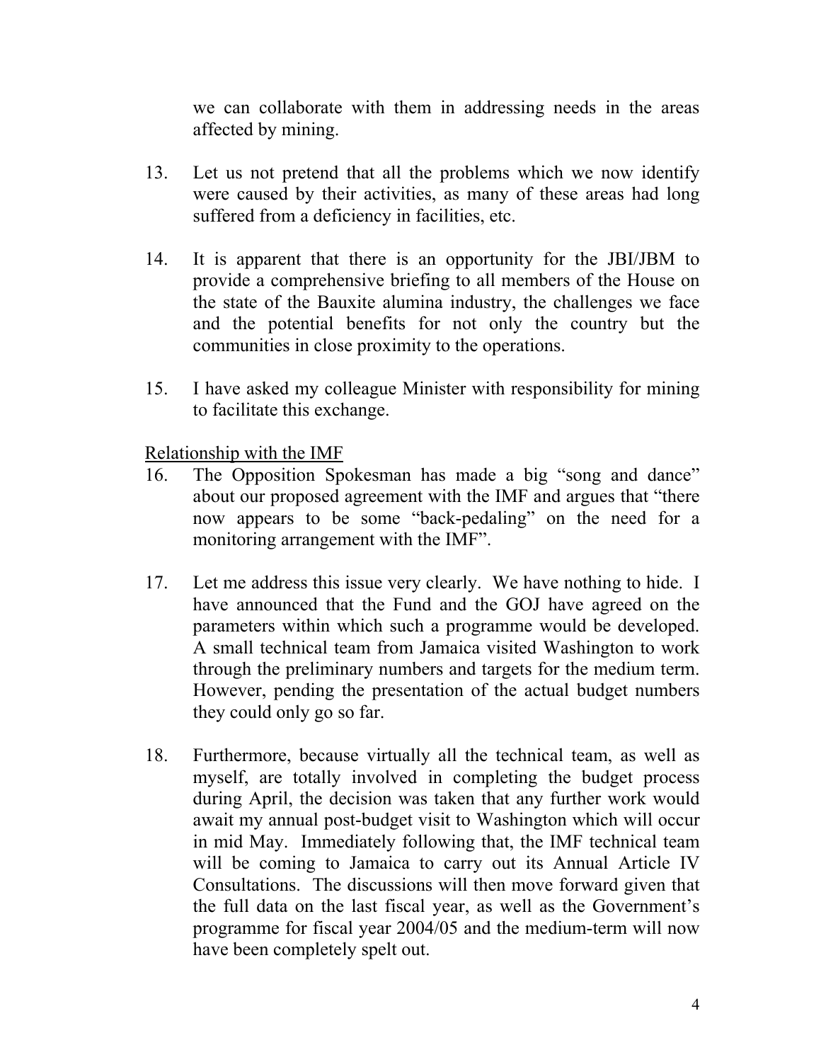we can collaborate with them in addressing needs in the areas affected by mining.

13. Let us not pretend that all the problems which we now identify were caused by their activities, as many of these areas had long suffered from a deficiency in facilities, etc.

14. It is apparent that there is an opportunity for the JBI/JBM to provide a comprehensive briefing to all members of the House on the state of the Bauxite alumina industry, the challenges we face and the potential benefits for not only the country but the communities in close proximity to the operations.

15. I have asked my colleague Minister with responsibility for mining to facilitate this exchange.

<u>Relationship with the IMF</u>

16. The Opposition Spokesman has made a big "song and dance" about our proposed agreement with the IMF and argues that "there now appears to be some "back-pedaling" on the need for a monitoring arrangement with the IMF".

17. Let me address this issue very clearly. We have nothing to hide. I have announced that the Fund and the GOJ have agreed on the parameters within which such a programme would be developed. A small technical team from Jamaica visited Washington to work through the preliminary numbers and targets for the medium term. However, pending the presentation of the actual budget numbers they could only go so far.

18. Furthermore, because virtually all the technical team, as well as myself, are totally involved in completing the budget process during April, the decision was taken that any further work would await my annual post-budget visit to Washington which will occur in mid May. Immediately following that, the IMF technical team will be coming to Jamaica to carry out its Annual Article IV Consultations. The discussions will then move forward given that the full data on the last fiscal year, as well as the Government's programme for fiscal year 2004/05 and the medium-term will now have been completely spelt out.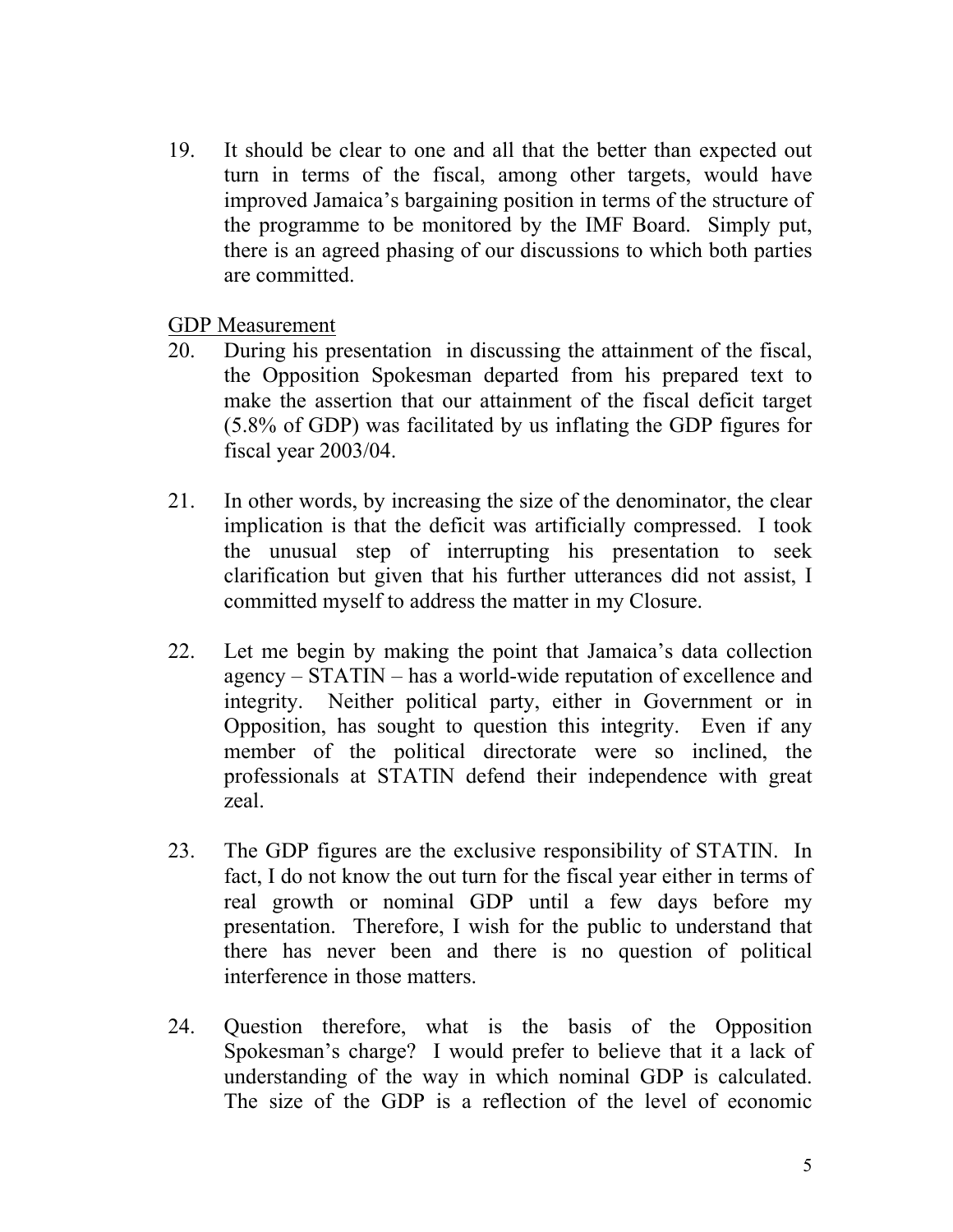19. It should be clear to one and all that the better than expected out turn in terms of the fiscal, among other targets, would have improved Jamaica's bargaining position in terms of the structure of the programme to be monitored by the IMF Board. Simply put, there is an agreed phasing of our discussions to which both parties are committed.

GDP Measurement

20. During his presentation in discussing the attainment of the fiscal, the Opposition Spokesman departed from his prepared text to make the assertion that our attainment of the fiscal deficit target (5.8% of GDP) was facilitated by us inflating the GDP figures for fiscal year 2003/04.

21. In other words, by increasing the size of the denominator, the clear implication is that the deficit was artificially compressed. I took the unusual step of interrupting his presentation to seek clarification but given that his further utterances did not assist, I committed myself to address the matter in my Closure.

22. Let me begin by making the point that Jamaica's data collection agency – STATIN – has a world-wide reputation of excellence and integrity. Neither political party, either in Government or in Opposition, has sought to question this integrity. Even if any member of the political directorate were so inclined, the professionals at STATIN defend their independence with great zeal.

23. The GDP figures are the exclusive responsibility of STATIN. In fact, I do not know the out turn for the fiscal year either in terms of real growth or nominal GDP until a few days before my presentation. Therefore, I wish for the public to understand that there has never been and there is no question of political interference in those matters.

24. Question therefore, what is the basis of the Opposition Spokesman's charge? I would prefer to believe that it a lack of understanding of the way in which nominal GDP is calculated. The size of the GDP is a reflection of the level of economic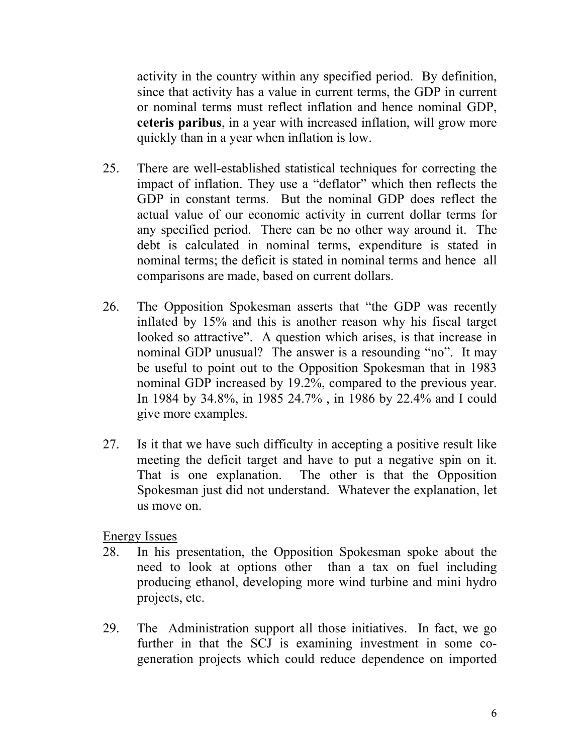activity in the country within any specified period. By definition, since that activity has a value in current terms, the GDP in current or nominal terms must reflect inflation and hence nominal GDP, **ceteris paribus**, in a year with increased inflation, will grow more quickly than in a year when inflation is low.

25. There are well-established statistical techniques for correcting the impact of inflation. They use a "deflator" which then reflects the GDP in constant terms. But the nominal GDP does reflect the actual value of our economic activity in current dollar terms for any specified period. There can be no other way around it. The debt is calculated in nominal terms, expenditure is stated in nominal terms; the deficit is stated in nominal terms and hence all comparisons are made, based on current dollars.

26. The Opposition Spokesman asserts that "the GDP was recently inflated by 15% and this is another reason why his fiscal target looked so attractive". A question which arises, is that increase in nominal GDP unusual? The answer is a resounding "no". It may be useful to point out to the Opposition Spokesman that in 1983 nominal GDP increased by 19.2%, compared to the previous year. In 1984 by 34.8%, in 1985 24.7% , in 1986 by 22.4% and I could give more examples.

27. Is it that we have such difficulty in accepting a positive result like meeting the deficit target and have to put a negative spin on it. That is one explanation. The other is that the Opposition Spokesman just did not understand. Whatever the explanation, let us move on.

<u>Energy Issues</u>

28. In his presentation, the Opposition Spokesman spoke about the need to look at options other than a tax on fuel including producing ethanol, developing more wind turbine and mini hydro projects, etc.

29. The Administration support all those initiatives. In fact, we go further in that the SCJ is examining investment in some co-generation projects which could reduce dependence on imported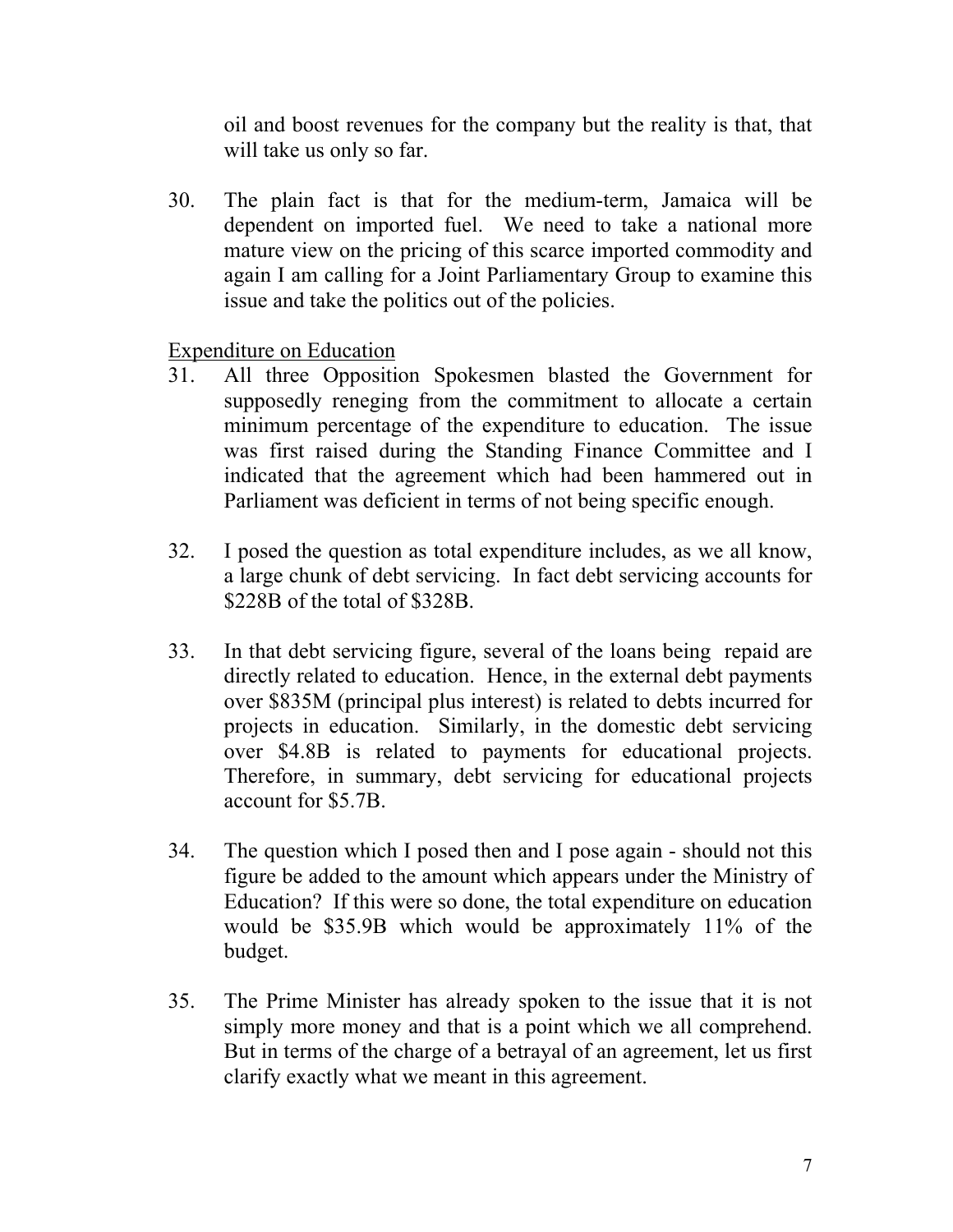oil and boost revenues for the company but the reality is that, that will take us only so far.

30. The plain fact is that for the medium-term, Jamaica will be dependent on imported fuel. We need to take a national more mature view on the pricing of this scarce imported commodity and again I am calling for a Joint Parliamentary Group to examine this issue and take the politics out of the policies.

Expenditure on Education

31. All three Opposition Spokesmen blasted the Government for supposedly reneging from the commitment to allocate a certain minimum percentage of the expenditure to education. The issue was first raised during the Standing Finance Committee and I indicated that the agreement which had been hammered out in Parliament was deficient in terms of not being specific enough.

32. I posed the question as total expenditure includes, as we all know, a large chunk of debt servicing. In fact debt servicing accounts for $228B of the total of $328B.

33. In that debt servicing figure, several of the loans being repaid are directly related to education. Hence, in the external debt payments over $835M (principal plus interest) is related to debts incurred for projects in education. Similarly, in the domestic debt servicing over $4.8B is related to payments for educational projects. Therefore, in summary, debt servicing for educational projects account for $5.7B.

34. The question which I posed then and I pose again - should not this figure be added to the amount which appears under the Ministry of Education? If this were so done, the total expenditure on education would be $35.9B which would be approximately 11% of the budget.

35. The Prime Minister has already spoken to the issue that it is not simply more money and that is a point which we all comprehend. But in terms of the charge of a betrayal of an agreement, let us first clarify exactly what we meant in this agreement.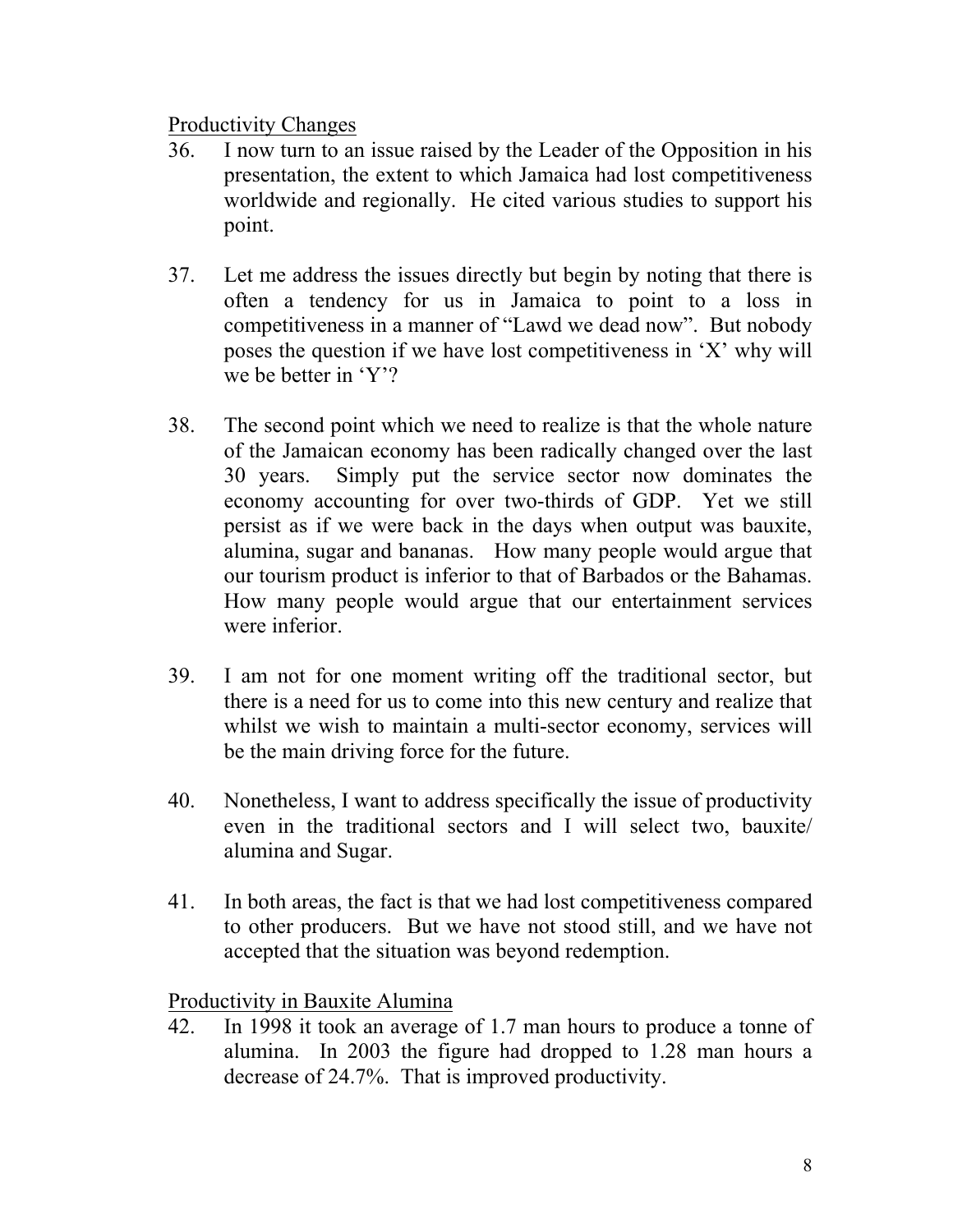Productivity Changes

36. I now turn to an issue raised by the Leader of the Opposition in his presentation, the extent to which Jamaica had lost competitiveness worldwide and regionally. He cited various studies to support his point.

37. Let me address the issues directly but begin by noting that there is often a tendency for us in Jamaica to point to a loss in competitiveness in a manner of "Lawd we dead now". But nobody poses the question if we have lost competitiveness in 'X' why will we be better in 'Y'?

38. The second point which we need to realize is that the whole nature of the Jamaican economy has been radically changed over the last 30 years. Simply put the service sector now dominates the economy accounting for over two-thirds of GDP. Yet we still persist as if we were back in the days when output was bauxite, alumina, sugar and bananas. How many people would argue that our tourism product is inferior to that of Barbados or the Bahamas. How many people would argue that our entertainment services were inferior.

39. I am not for one moment writing off the traditional sector, but there is a need for us to come into this new century and realize that whilst we wish to maintain a multi-sector economy, services will be the main driving force for the future.

40. Nonetheless, I want to address specifically the issue of productivity even in the traditional sectors and I will select two, bauxite/ alumina and Sugar.

41. In both areas, the fact is that we had lost competitiveness compared to other producers. But we have not stood still, and we have not accepted that the situation was beyond redemption.

Productivity in Bauxite Alumina

42. In 1998 it took an average of 1.7 man hours to produce a tonne of alumina. In 2003 the figure had dropped to 1.28 man hours a decrease of 24.7%. That is improved productivity.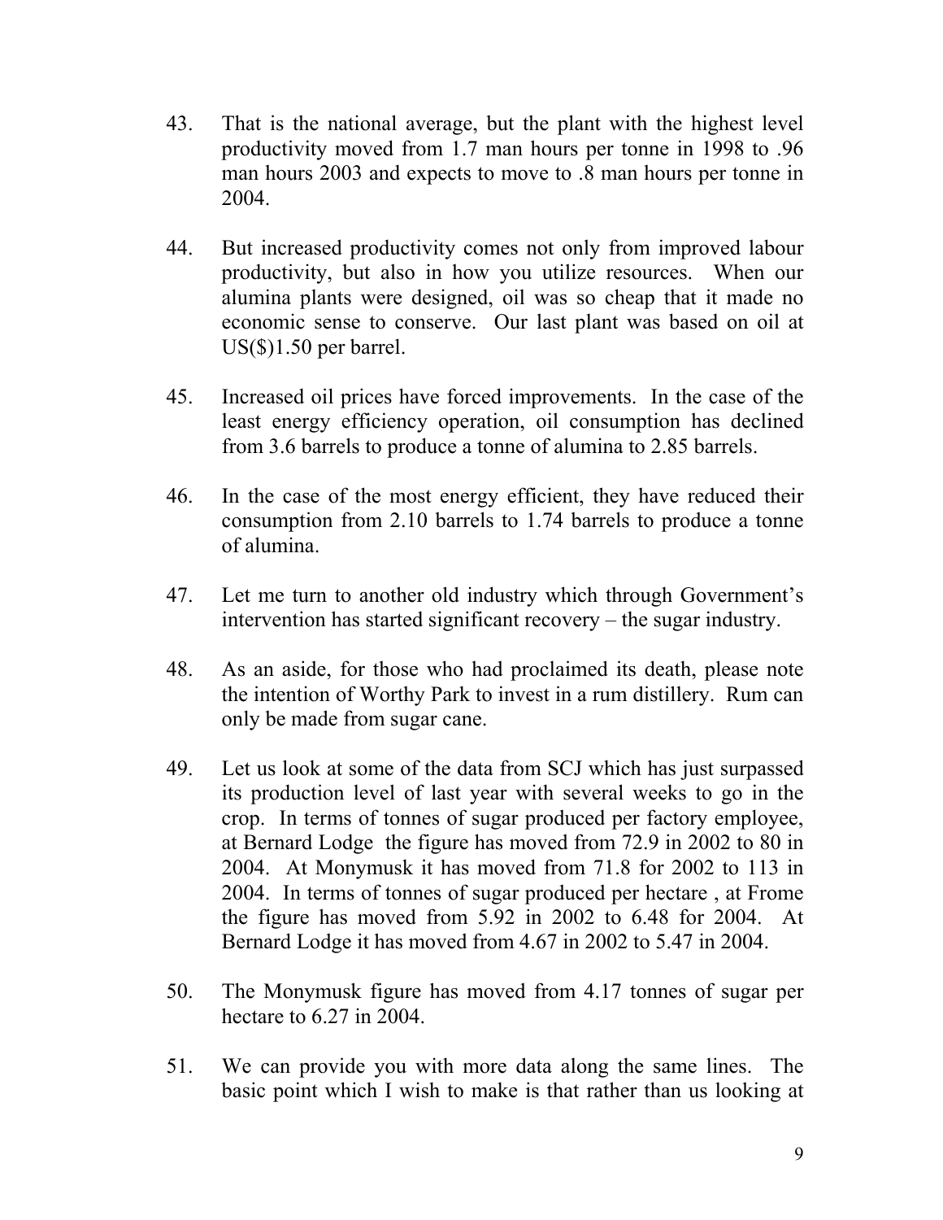43. That is the national average, but the plant with the highest level productivity moved from 1.7 man hours per tonne in 1998 to .96 man hours 2003 and expects to move to .8 man hours per tonne in 2004.

44. But increased productivity comes not only from improved labour productivity, but also in how you utilize resources. When our alumina plants were designed, oil was so cheap that it made no economic sense to conserve. Our last plant was based on oil at US($)1.50 per barrel.

45. Increased oil prices have forced improvements. In the case of the least energy efficiency operation, oil consumption has declined from 3.6 barrels to produce a tonne of alumina to 2.85 barrels.

46. In the case of the most energy efficient, they have reduced their consumption from 2.10 barrels to 1.74 barrels to produce a tonne of alumina.

47. Let me turn to another old industry which through Government's intervention has started significant recovery – the sugar industry.

48. As an aside, for those who had proclaimed its death, please note the intention of Worthy Park to invest in a rum distillery. Rum can only be made from sugar cane.

49. Let us look at some of the data from SCJ which has just surpassed its production level of last year with several weeks to go in the crop. In terms of tonnes of sugar produced per factory employee, at Bernard Lodge the figure has moved from 72.9 in 2002 to 80 in 2004. At Monymusk it has moved from 71.8 for 2002 to 113 in 2004. In terms of tonnes of sugar produced per hectare , at Frome the figure has moved from 5.92 in 2002 to 6.48 for 2004. At Bernard Lodge it has moved from 4.67 in 2002 to 5.47 in 2004.

50. The Monymusk figure has moved from 4.17 tonnes of sugar per hectare to 6.27 in 2004.

51. We can provide you with more data along the same lines. The basic point which I wish to make is that rather than us looking at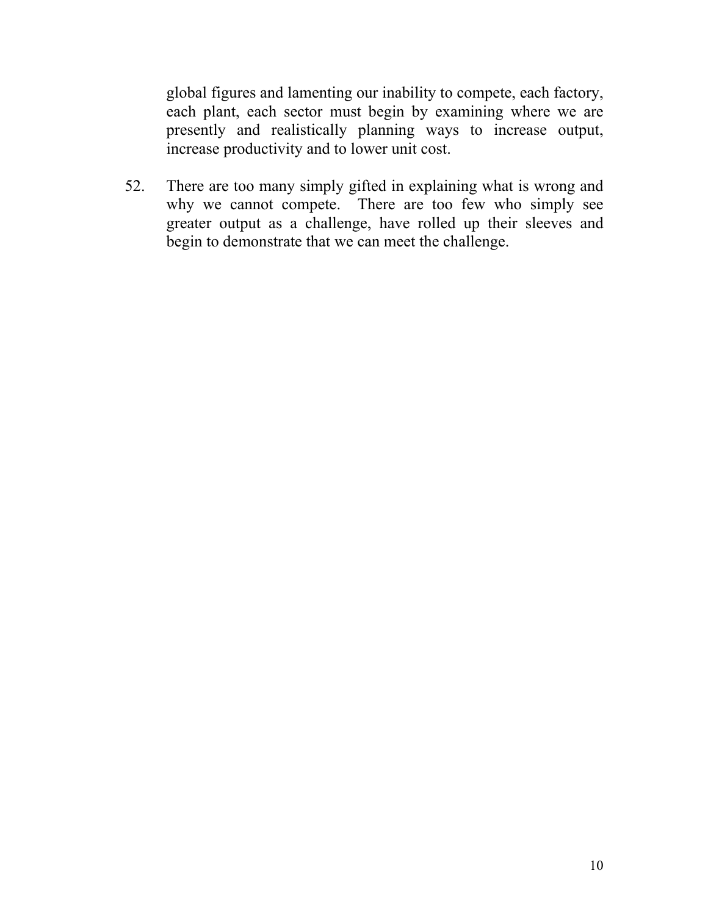global figures and lamenting our inability to compete, each factory, each plant, each sector must begin by examining where we are presently and realistically planning ways to increase output, increase productivity and to lower unit cost.

52. There are too many simply gifted in explaining what is wrong and why we cannot compete. There are too few who simply see greater output as a challenge, have rolled up their sleeves and begin to demonstrate that we can meet the challenge.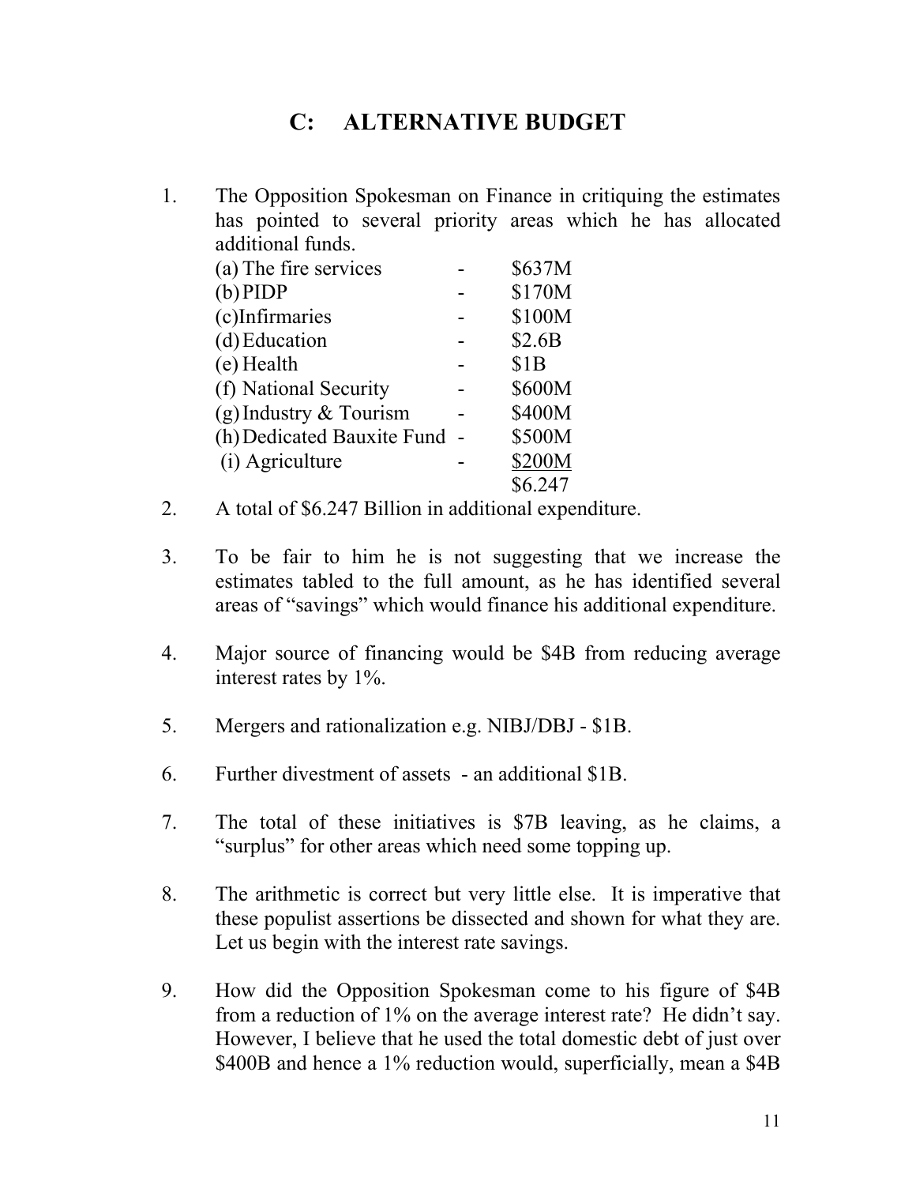# C: ALTERNATIVE BUDGET

1. The Opposition Spokesman on Finance in critiquing the estimates has pointed to several priority areas which he has allocated additional funds.

| | | |
|---|---|---|
| (a) The fire services | - | \$637M |
| (b) PIDP | - | \$170M |
| (c) Infirmaries | - | \$100M |
| (d) Education | - | \$2.6B |
| (e) Health | - | \$1B |
| (f) National Security | - | \$600M |
| (g) Industry & Tourism | - | \$400M |
| (h) Dedicated Bauxite Fund | - | \$500M |
| (i) Agriculture | - | <u>\$200M</u> |
| | | \$6.247 |

2. A total of \$6.247 Billion in additional expenditure.

3. To be fair to him he is not suggesting that we increase the estimates tabled to the full amount, as he has identified several areas of "savings" which would finance his additional expenditure.

4. Major source of financing would be \$4B from reducing average interest rates by 1%.

5. Mergers and rationalization e.g. NIBJ/DBJ - \$1B.

6. Further divestment of assets - an additional \$1B.

7. The total of these initiatives is \$7B leaving, as he claims, a "surplus" for other areas which need some topping up.

8. The arithmetic is correct but very little else. It is imperative that these populist assertions be dissected and shown for what they are. Let us begin with the interest rate savings.

9. How did the Opposition Spokesman come to his figure of \$4B from a reduction of 1% on the average interest rate? He didn't say. However, I believe that he used the total domestic debt of just over \$400B and hence a 1% reduction would, superficially, mean a \$4B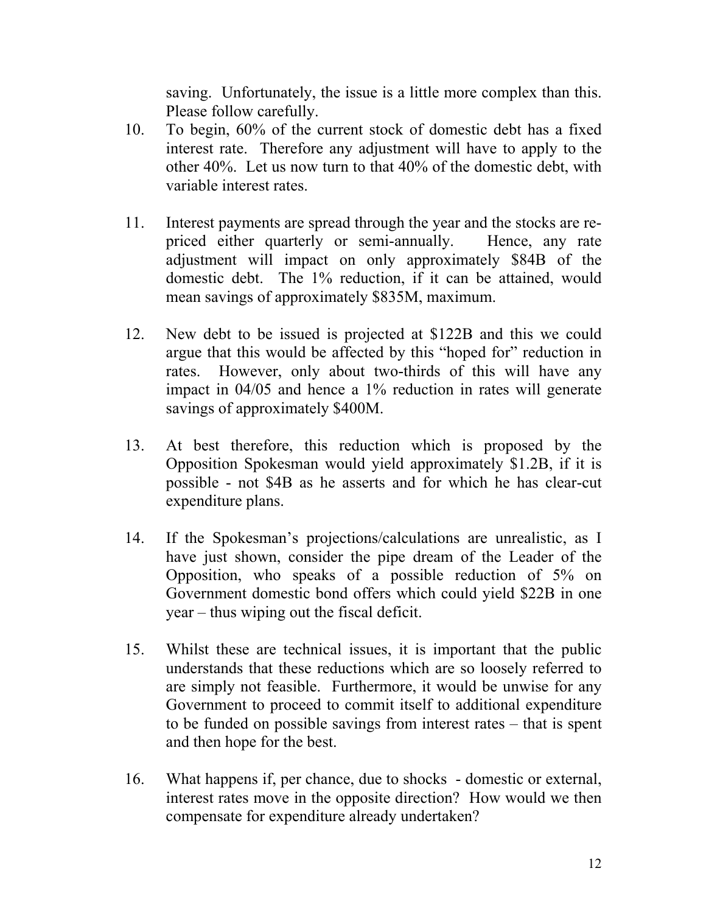saving. Unfortunately, the issue is a little more complex than this. Please follow carefully.

10. To begin, 60% of the current stock of domestic debt has a fixed interest rate. Therefore any adjustment will have to apply to the other 40%. Let us now turn to that 40% of the domestic debt, with variable interest rates.

11. Interest payments are spread through the year and the stocks are re-priced either quarterly or semi-annually. Hence, any rate adjustment will impact on only approximately $84B of the domestic debt. The 1% reduction, if it can be attained, would mean savings of approximately $835M, maximum.

12. New debt to be issued is projected at $122B and this we could argue that this would be affected by this "hoped for" reduction in rates. However, only about two-thirds of this will have any impact in 04/05 and hence a 1% reduction in rates will generate savings of approximately $400M.

13. At best therefore, this reduction which is proposed by the Opposition Spokesman would yield approximately $1.2B, if it is possible - not $4B as he asserts and for which he has clear-cut expenditure plans.

14. If the Spokesman's projections/calculations are unrealistic, as I have just shown, consider the pipe dream of the Leader of the Opposition, who speaks of a possible reduction of 5% on Government domestic bond offers which could yield $22B in one year – thus wiping out the fiscal deficit.

15. Whilst these are technical issues, it is important that the public understands that these reductions which are so loosely referred to are simply not feasible. Furthermore, it would be unwise for any Government to proceed to commit itself to additional expenditure to be funded on possible savings from interest rates – that is spent and then hope for the best.

16. What happens if, per chance, due to shocks - domestic or external, interest rates move in the opposite direction? How would we then compensate for expenditure already undertaken?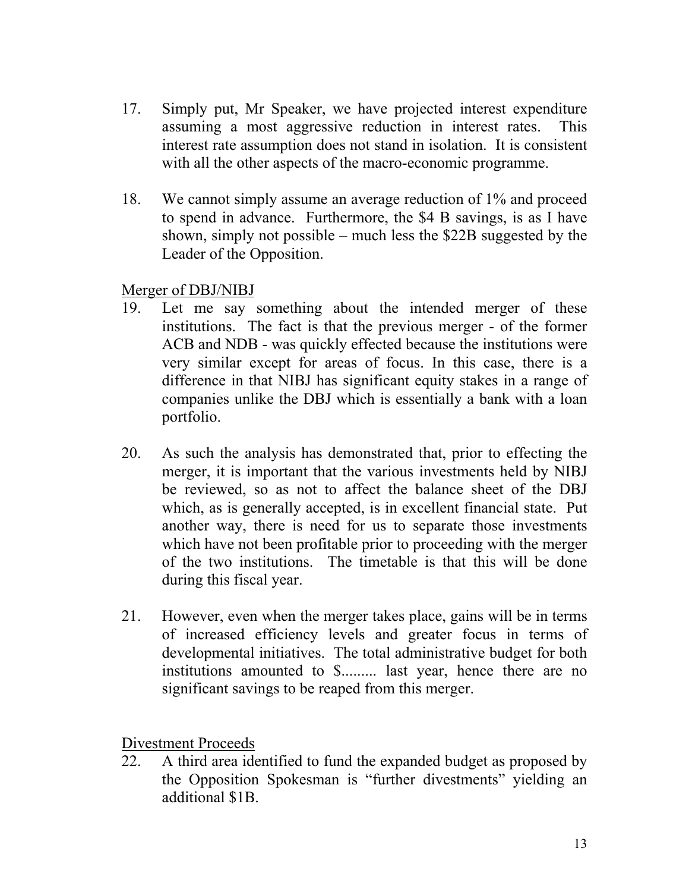17. Simply put, Mr Speaker, we have projected interest expenditure assuming a most aggressive reduction in interest rates. This interest rate assumption does not stand in isolation. It is consistent with all the other aspects of the macro-economic programme.

18. We cannot simply assume an average reduction of 1% and proceed to spend in advance. Furthermore, the $4 B savings, is as I have shown, simply not possible – much less the $22B suggested by the Leader of the Opposition.

<u>Merger of DBJ/NIBJ</u>

19. Let me say something about the intended merger of these institutions. The fact is that the previous merger - of the former ACB and NDB - was quickly effected because the institutions were very similar except for areas of focus. In this case, there is a difference in that NIBJ has significant equity stakes in a range of companies unlike the DBJ which is essentially a bank with a loan portfolio.

20. As such the analysis has demonstrated that, prior to effecting the merger, it is important that the various investments held by NIBJ be reviewed, so as not to affect the balance sheet of the DBJ which, as is generally accepted, is in excellent financial state. Put another way, there is need for us to separate those investments which have not been profitable prior to proceeding with the merger of the two institutions. The timetable is that this will be done during this fiscal year.

21. However, even when the merger takes place, gains will be in terms of increased efficiency levels and greater focus in terms of developmental initiatives. The total administrative budget for both institutions amounted to $......... last year, hence there are no significant savings to be reaped from this merger.

<u>Divestment Proceeds</u>

22. A third area identified to fund the expanded budget as proposed by the Opposition Spokesman is "further divestments" yielding an additional $1B.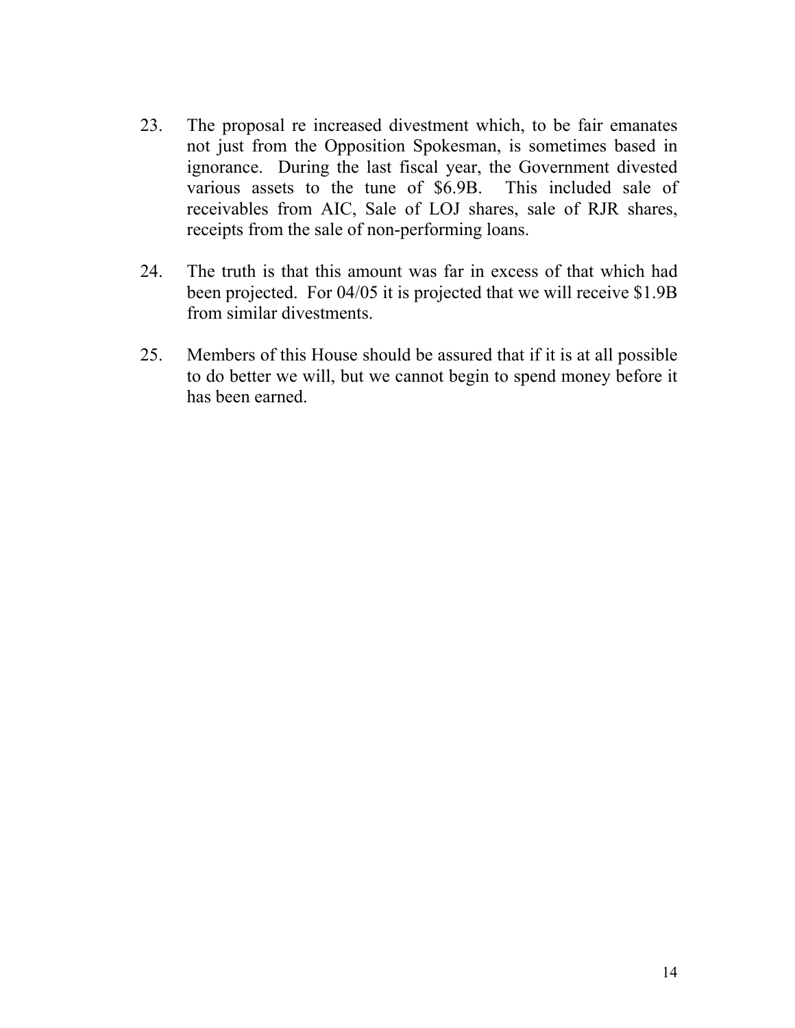23. The proposal re increased divestment which, to be fair emanates not just from the Opposition Spokesman, is sometimes based in ignorance. During the last fiscal year, the Government divested various assets to the tune of $6.9B. This included sale of receivables from AIC, Sale of LOJ shares, sale of RJR shares, receipts from the sale of non-performing loans.

24. The truth is that this amount was far in excess of that which had been projected. For 04/05 it is projected that we will receive $1.9B from similar divestments.

25. Members of this House should be assured that if it is at all possible to do better we will, but we cannot begin to spend money before it has been earned.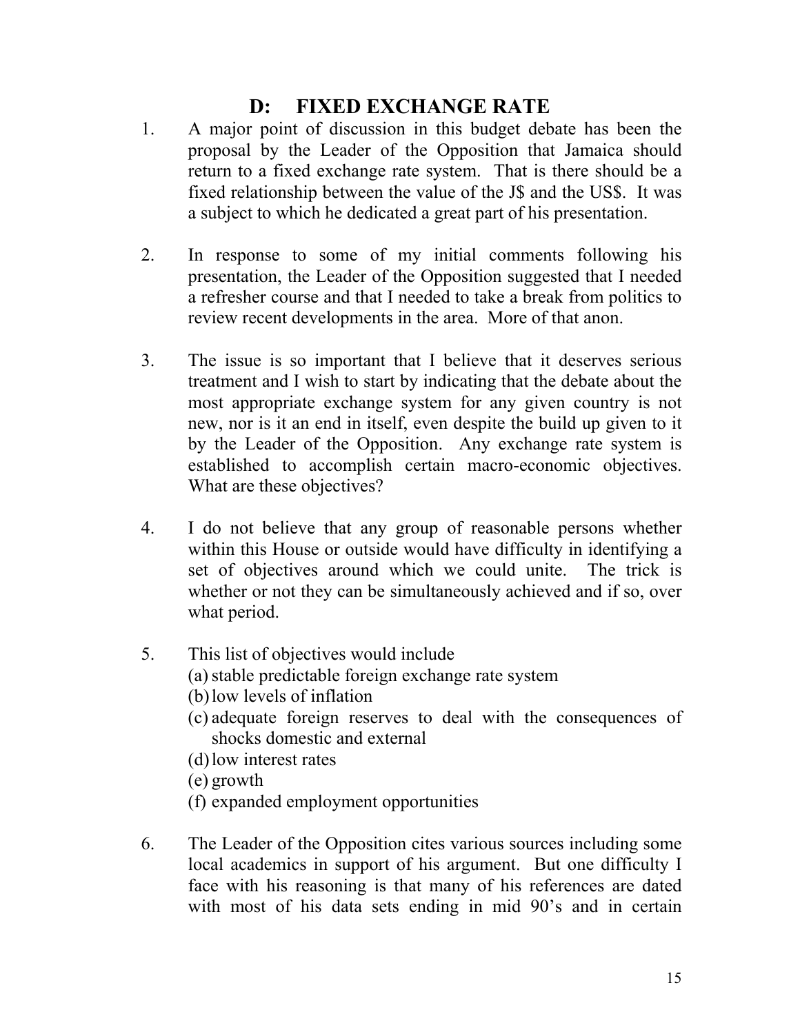## D: FIXED EXCHANGE RATE

1. A major point of discussion in this budget debate has been the proposal by the Leader of the Opposition that Jamaica should return to a fixed exchange rate system. That is there should be a fixed relationship between the value of the J$ and the US$. It was a subject to which he dedicated a great part of his presentation.

2. In response to some of my initial comments following his presentation, the Leader of the Opposition suggested that I needed a refresher course and that I needed to take a break from politics to review recent developments in the area. More of that anon.

3. The issue is so important that I believe that it deserves serious treatment and I wish to start by indicating that the debate about the most appropriate exchange system for any given country is not new, nor is it an end in itself, even despite the build up given to it by the Leader of the Opposition. Any exchange rate system is established to accomplish certain macro-economic objectives. What are these objectives?

4. I do not believe that any group of reasonable persons whether within this House or outside would have difficulty in identifying a set of objectives around which we could unite. The trick is whether or not they can be simultaneously achieved and if so, over what period.

5. This list of objectives would include
   (a) stable predictable foreign exchange rate system
   (b) low levels of inflation
   (c) adequate foreign reserves to deal with the consequences of shocks domestic and external
   (d) low interest rates
   (e) growth
   (f) expanded employment opportunities

6. The Leader of the Opposition cites various sources including some local academics in support of his argument. But one difficulty I face with his reasoning is that many of his references are dated with most of his data sets ending in mid 90's and in certain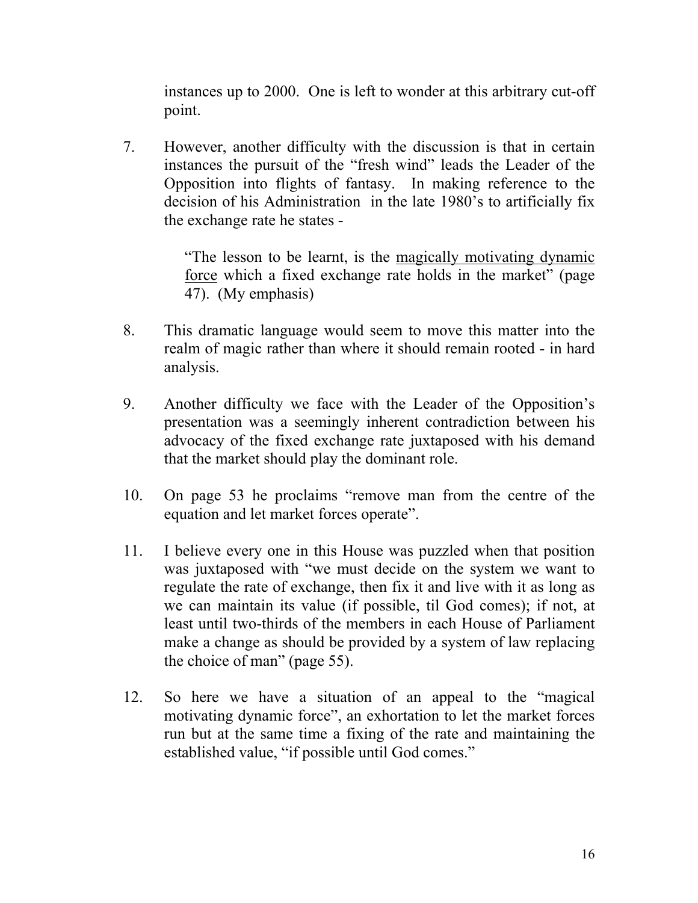instances up to 2000. One is left to wonder at this arbitrary cut-off point.

7. However, another difficulty with the discussion is that in certain instances the pursuit of the "fresh wind" leads the Leader of the Opposition into flights of fantasy. In making reference to the decision of his Administration in the late 1980's to artificially fix the exchange rate he states -

   > "The lesson to be learnt, is the <u>magically motivating dynamic force</u> which a fixed exchange rate holds in the market" (page 47). (My emphasis)

8. This dramatic language would seem to move this matter into the realm of magic rather than where it should remain rooted - in hard analysis.

9. Another difficulty we face with the Leader of the Opposition's presentation was a seemingly inherent contradiction between his advocacy of the fixed exchange rate juxtaposed with his demand that the market should play the dominant role.

10. On page 53 he proclaims "remove man from the centre of the equation and let market forces operate".

11. I believe every one in this House was puzzled when that position was juxtaposed with "we must decide on the system we want to regulate the rate of exchange, then fix it and live with it as long as we can maintain its value (if possible, til God comes); if not, at least until two-thirds of the members in each House of Parliament make a change as should be provided by a system of law replacing the choice of man" (page 55).

12. So here we have a situation of an appeal to the "magical motivating dynamic force", an exhortation to let the market forces run but at the same time a fixing of the rate and maintaining the established value, "if possible until God comes."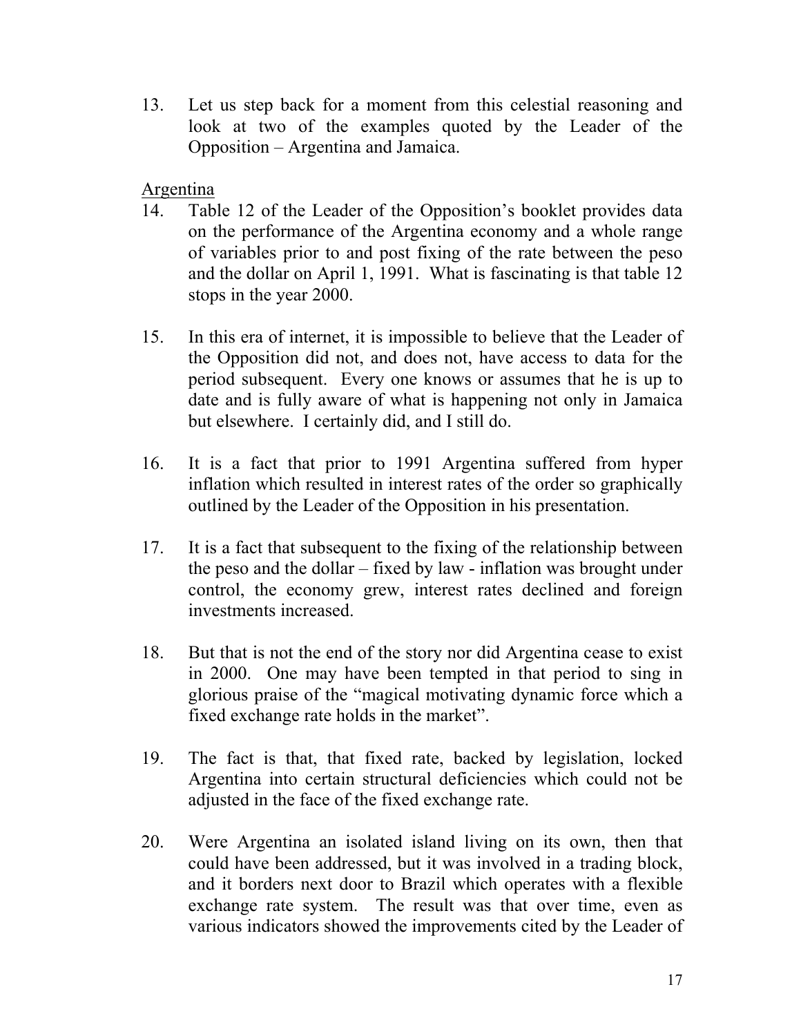13. Let us step back for a moment from this celestial reasoning and look at two of the examples quoted by the Leader of the Opposition – Argentina and Jamaica.

<u>Argentina</u>

14. Table 12 of the Leader of the Opposition's booklet provides data on the performance of the Argentina economy and a whole range of variables prior to and post fixing of the rate between the peso and the dollar on April 1, 1991. What is fascinating is that table 12 stops in the year 2000.

15. In this era of internet, it is impossible to believe that the Leader of the Opposition did not, and does not, have access to data for the period subsequent. Every one knows or assumes that he is up to date and is fully aware of what is happening not only in Jamaica but elsewhere. I certainly did, and I still do.

16. It is a fact that prior to 1991 Argentina suffered from hyper inflation which resulted in interest rates of the order so graphically outlined by the Leader of the Opposition in his presentation.

17. It is a fact that subsequent to the fixing of the relationship between the peso and the dollar – fixed by law - inflation was brought under control, the economy grew, interest rates declined and foreign investments increased.

18. But that is not the end of the story nor did Argentina cease to exist in 2000. One may have been tempted in that period to sing in glorious praise of the "magical motivating dynamic force which a fixed exchange rate holds in the market".

19. The fact is that, that fixed rate, backed by legislation, locked Argentina into certain structural deficiencies which could not be adjusted in the face of the fixed exchange rate.

20. Were Argentina an isolated island living on its own, then that could have been addressed, but it was involved in a trading block, and it borders next door to Brazil which operates with a flexible exchange rate system. The result was that over time, even as various indicators showed the improvements cited by the Leader of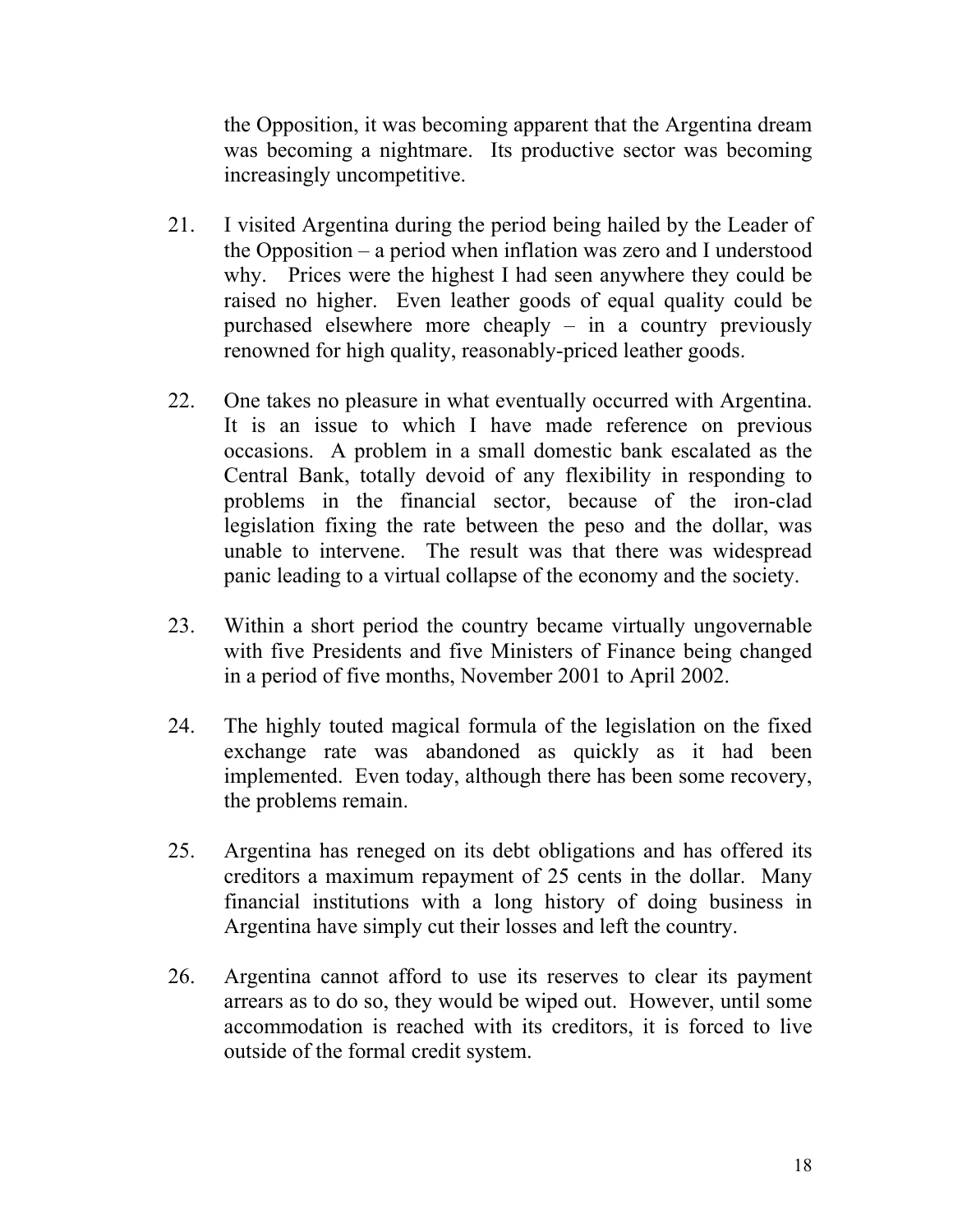the Opposition, it was becoming apparent that the Argentina dream was becoming a nightmare. Its productive sector was becoming increasingly uncompetitive.

21. I visited Argentina during the period being hailed by the Leader of the Opposition – a period when inflation was zero and I understood why. Prices were the highest I had seen anywhere they could be raised no higher. Even leather goods of equal quality could be purchased elsewhere more cheaply – in a country previously renowned for high quality, reasonably-priced leather goods.

22. One takes no pleasure in what eventually occurred with Argentina. It is an issue to which I have made reference on previous occasions. A problem in a small domestic bank escalated as the Central Bank, totally devoid of any flexibility in responding to problems in the financial sector, because of the iron-clad legislation fixing the rate between the peso and the dollar, was unable to intervene. The result was that there was widespread panic leading to a virtual collapse of the economy and the society.

23. Within a short period the country became virtually ungovernable with five Presidents and five Ministers of Finance being changed in a period of five months, November 2001 to April 2002.

24. The highly touted magical formula of the legislation on the fixed exchange rate was abandoned as quickly as it had been implemented. Even today, although there has been some recovery, the problems remain.

25. Argentina has reneged on its debt obligations and has offered its creditors a maximum repayment of 25 cents in the dollar. Many financial institutions with a long history of doing business in Argentina have simply cut their losses and left the country.

26. Argentina cannot afford to use its reserves to clear its payment arrears as to do so, they would be wiped out. However, until some accommodation is reached with its creditors, it is forced to live outside of the formal credit system.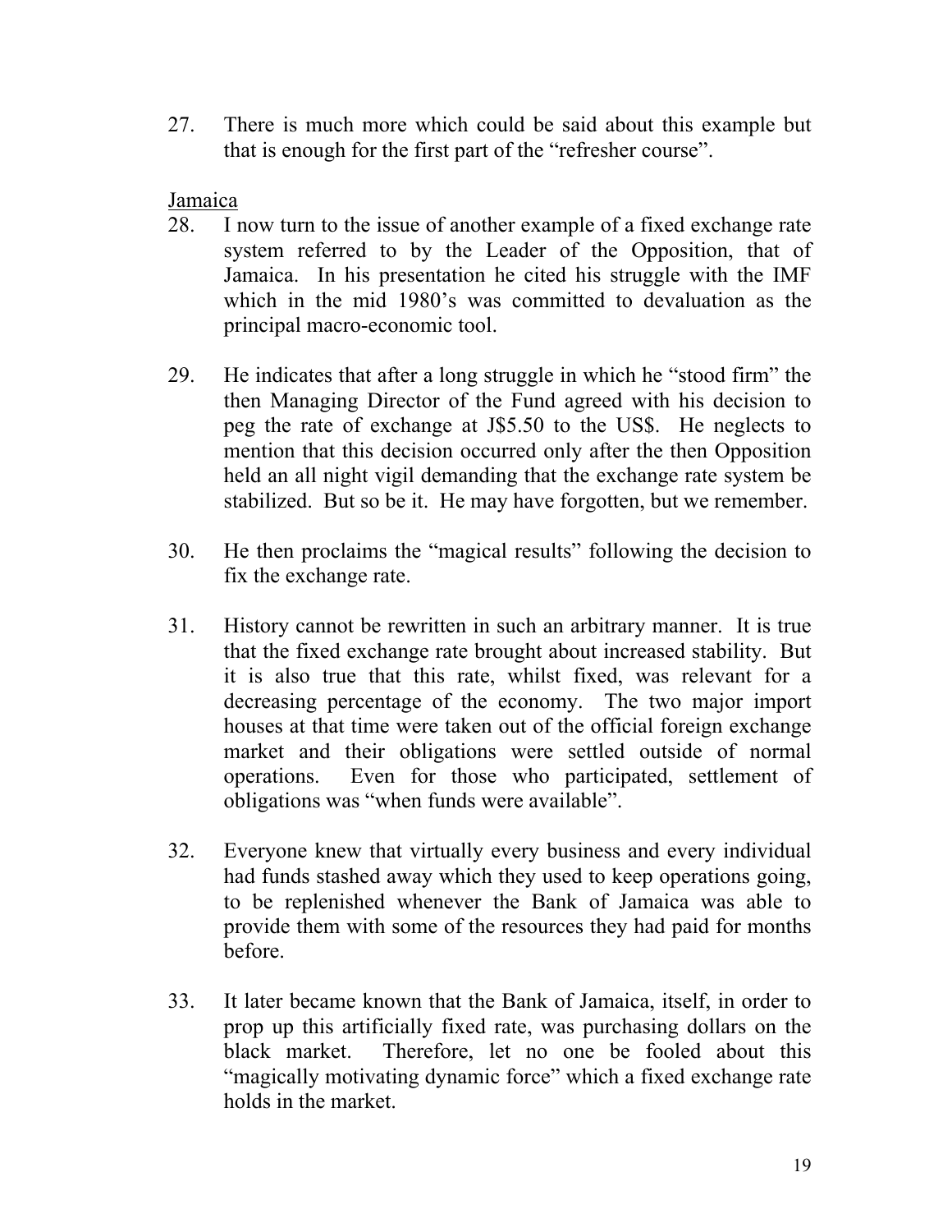27. There is much more which could be said about this example but that is enough for the first part of the “refresher course”.

Jamaica

28. I now turn to the issue of another example of a fixed exchange rate system referred to by the Leader of the Opposition, that of Jamaica. In his presentation he cited his struggle with the IMF which in the mid 1980’s was committed to devaluation as the principal macro-economic tool.

29. He indicates that after a long struggle in which he “stood firm” the then Managing Director of the Fund agreed with his decision to peg the rate of exchange at J$5.50 to the US$. He neglects to mention that this decision occurred only after the then Opposition held an all night vigil demanding that the exchange rate system be stabilized. But so be it. He may have forgotten, but we remember.

30. He then proclaims the “magical results” following the decision to fix the exchange rate.

31. History cannot be rewritten in such an arbitrary manner. It is true that the fixed exchange rate brought about increased stability. But it is also true that this rate, whilst fixed, was relevant for a decreasing percentage of the economy. The two major import houses at that time were taken out of the official foreign exchange market and their obligations were settled outside of normal operations. Even for those who participated, settlement of obligations was “when funds were available”.

32. Everyone knew that virtually every business and every individual had funds stashed away which they used to keep operations going, to be replenished whenever the Bank of Jamaica was able to provide them with some of the resources they had paid for months before.

33. It later became known that the Bank of Jamaica, itself, in order to prop up this artificially fixed rate, was purchasing dollars on the black market. Therefore, let no one be fooled about this “magically motivating dynamic force” which a fixed exchange rate holds in the market.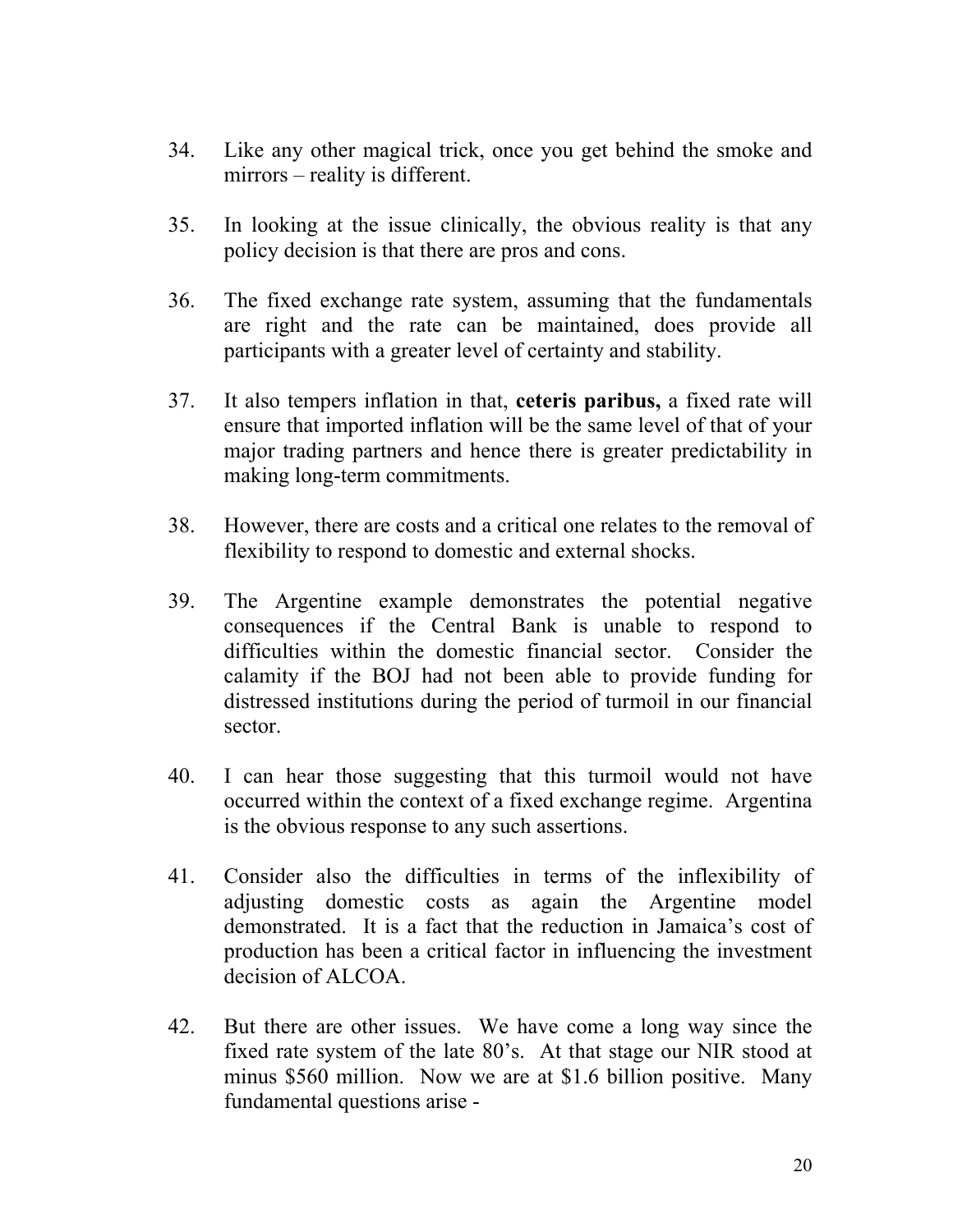34. Like any other magical trick, once you get behind the smoke and mirrors – reality is different.

35. In looking at the issue clinically, the obvious reality is that any policy decision is that there are pros and cons.

36. The fixed exchange rate system, assuming that the fundamentals are right and the rate can be maintained, does provide all participants with a greater level of certainty and stability.

37. It also tempers inflation in that, **ceteris paribus,** a fixed rate will ensure that imported inflation will be the same level of that of your major trading partners and hence there is greater predictability in making long-term commitments.

38. However, there are costs and a critical one relates to the removal of flexibility to respond to domestic and external shocks.

39. The Argentine example demonstrates the potential negative consequences if the Central Bank is unable to respond to difficulties within the domestic financial sector. Consider the calamity if the BOJ had not been able to provide funding for distressed institutions during the period of turmoil in our financial sector.

40. I can hear those suggesting that this turmoil would not have occurred within the context of a fixed exchange regime. Argentina is the obvious response to any such assertions.

41. Consider also the difficulties in terms of the inflexibility of adjusting domestic costs as again the Argentine model demonstrated. It is a fact that the reduction in Jamaica's cost of production has been a critical factor in influencing the investment decision of ALCOA.

42. But there are other issues. We have come a long way since the fixed rate system of the late 80's. At that stage our NIR stood at minus $560 million. Now we are at $1.6 billion positive. Many fundamental questions arise -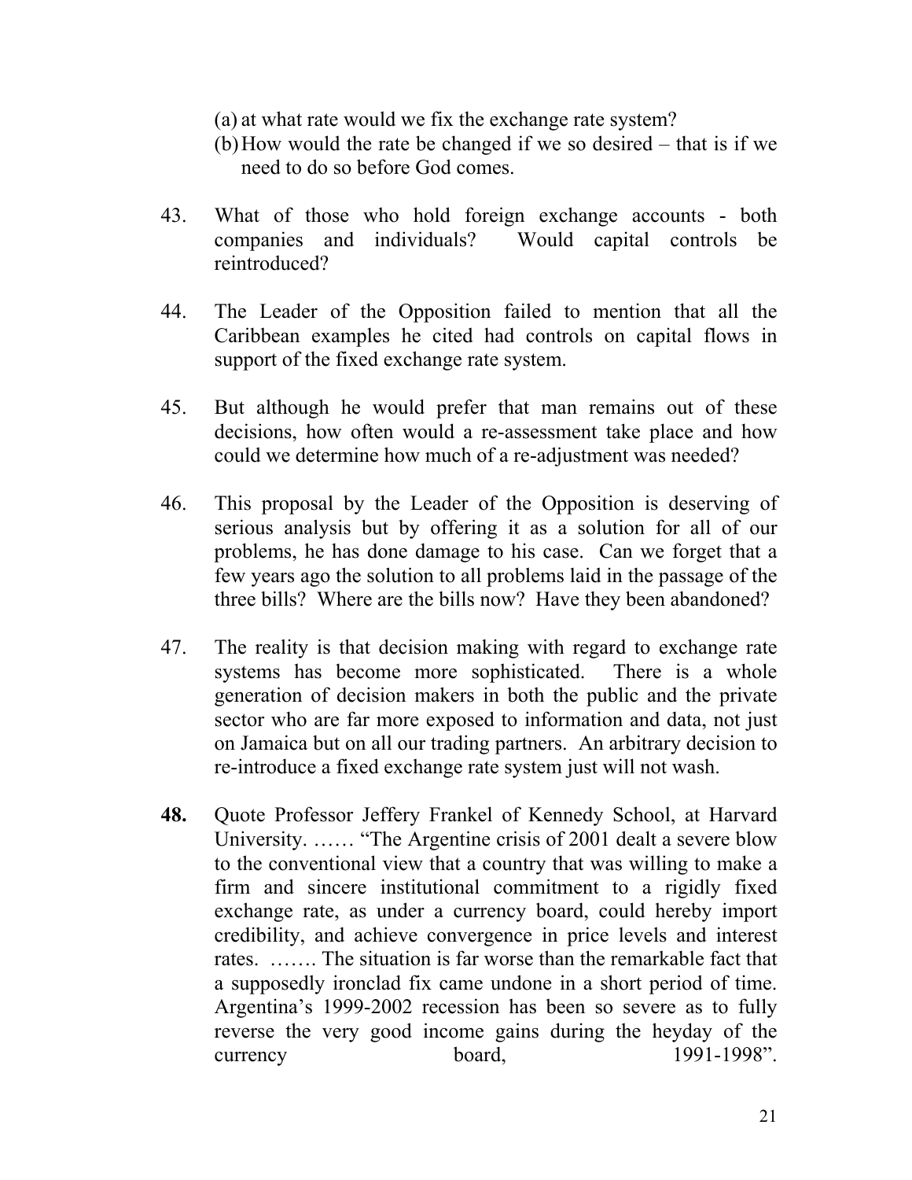(a) at what rate would we fix the exchange rate system?

(b) How would the rate be changed if we so desired – that is if we need to do so before God comes.

43. What of those who hold foreign exchange accounts - both companies and individuals? Would capital controls be reintroduced?

44. The Leader of the Opposition failed to mention that all the Caribbean examples he cited had controls on capital flows in support of the fixed exchange rate system.

45. But although he would prefer that man remains out of these decisions, how often would a re-assessment take place and how could we determine how much of a re-adjustment was needed?

46. This proposal by the Leader of the Opposition is deserving of serious analysis but by offering it as a solution for all of our problems, he has done damage to his case. Can we forget that a few years ago the solution to all problems laid in the passage of the three bills? Where are the bills now? Have they been abandoned?

47. The reality is that decision making with regard to exchange rate systems has become more sophisticated. There is a whole generation of decision makers in both the public and the private sector who are far more exposed to information and data, not just on Jamaica but on all our trading partners. An arbitrary decision to re-introduce a fixed exchange rate system just will not wash.

**48.** Quote Professor Jeffery Frankel of Kennedy School, at Harvard University. …… "The Argentine crisis of 2001 dealt a severe blow to the conventional view that a country that was willing to make a firm and sincere institutional commitment to a rigidly fixed exchange rate, as under a currency board, could hereby import credibility, and achieve convergence in price levels and interest rates. ……. The situation is far worse than the remarkable fact that a supposedly ironclad fix came undone in a short period of time. Argentina's 1999-2002 recession has been so severe as to fully reverse the very good income gains during the heyday of the currency board, 1991-1998".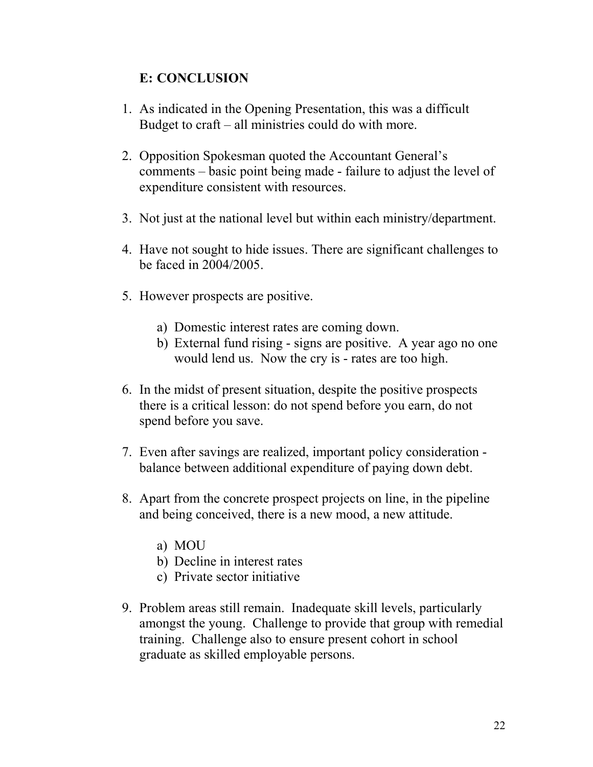## E: CONCLUSION

1. As indicated in the Opening Presentation, this was a difficult Budget to craft – all ministries could do with more.

2. Opposition Spokesman quoted the Accountant General's comments – basic point being made - failure to adjust the level of expenditure consistent with resources.

3. Not just at the national level but within each ministry/department.

4. Have not sought to hide issues. There are significant challenges to be faced in 2004/2005.

5. However prospects are positive.

    a) Domestic interest rates are coming down.
    b) External fund rising - signs are positive. A year ago no one would lend us. Now the cry is - rates are too high.

6. In the midst of present situation, despite the positive prospects there is a critical lesson: do not spend before you earn, do not spend before you save.

7. Even after savings are realized, important policy consideration - balance between additional expenditure of paying down debt.

8. Apart from the concrete prospect projects on line, in the pipeline and being conceived, there is a new mood, a new attitude.

    a) MOU
    b) Decline in interest rates
    c) Private sector initiative

9. Problem areas still remain. Inadequate skill levels, particularly amongst the young. Challenge to provide that group with remedial training. Challenge also to ensure present cohort in school graduate as skilled employable persons.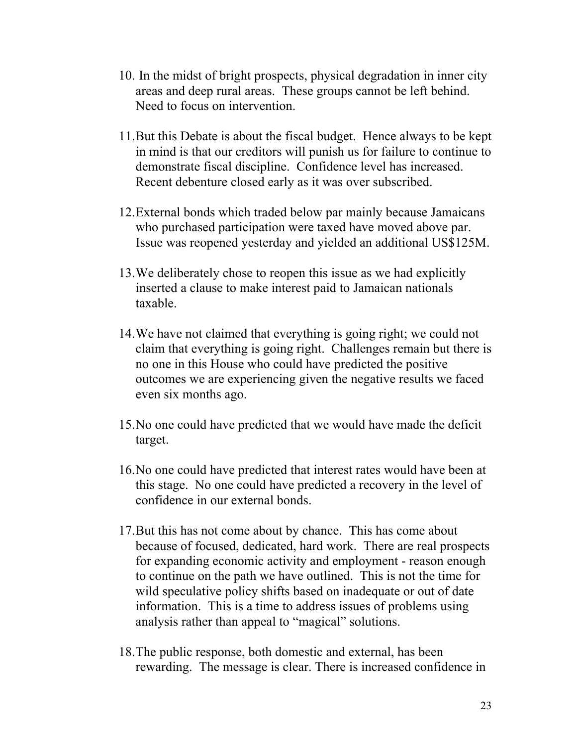10. In the midst of bright prospects, physical degradation in inner city areas and deep rural areas. These groups cannot be left behind. Need to focus on intervention.

11. But this Debate is about the fiscal budget. Hence always to be kept in mind is that our creditors will punish us for failure to continue to demonstrate fiscal discipline. Confidence level has increased. Recent debenture closed early as it was over subscribed.

12. External bonds which traded below par mainly because Jamaicans who purchased participation were taxed have moved above par. Issue was reopened yesterday and yielded an additional US$125M.

13. We deliberately chose to reopen this issue as we had explicitly inserted a clause to make interest paid to Jamaican nationals taxable.

14. We have not claimed that everything is going right; we could not claim that everything is going right. Challenges remain but there is no one in this House who could have predicted the positive outcomes we are experiencing given the negative results we faced even six months ago.

15. No one could have predicted that we would have made the deficit target.

16. No one could have predicted that interest rates would have been at this stage. No one could have predicted a recovery in the level of confidence in our external bonds.

17. But this has not come about by chance. This has come about because of focused, dedicated, hard work. There are real prospects for expanding economic activity and employment - reason enough to continue on the path we have outlined. This is not the time for wild speculative policy shifts based on inadequate or out of date information. This is a time to address issues of problems using analysis rather than appeal to "magical" solutions.

18. The public response, both domestic and external, has been rewarding. The message is clear. There is increased confidence in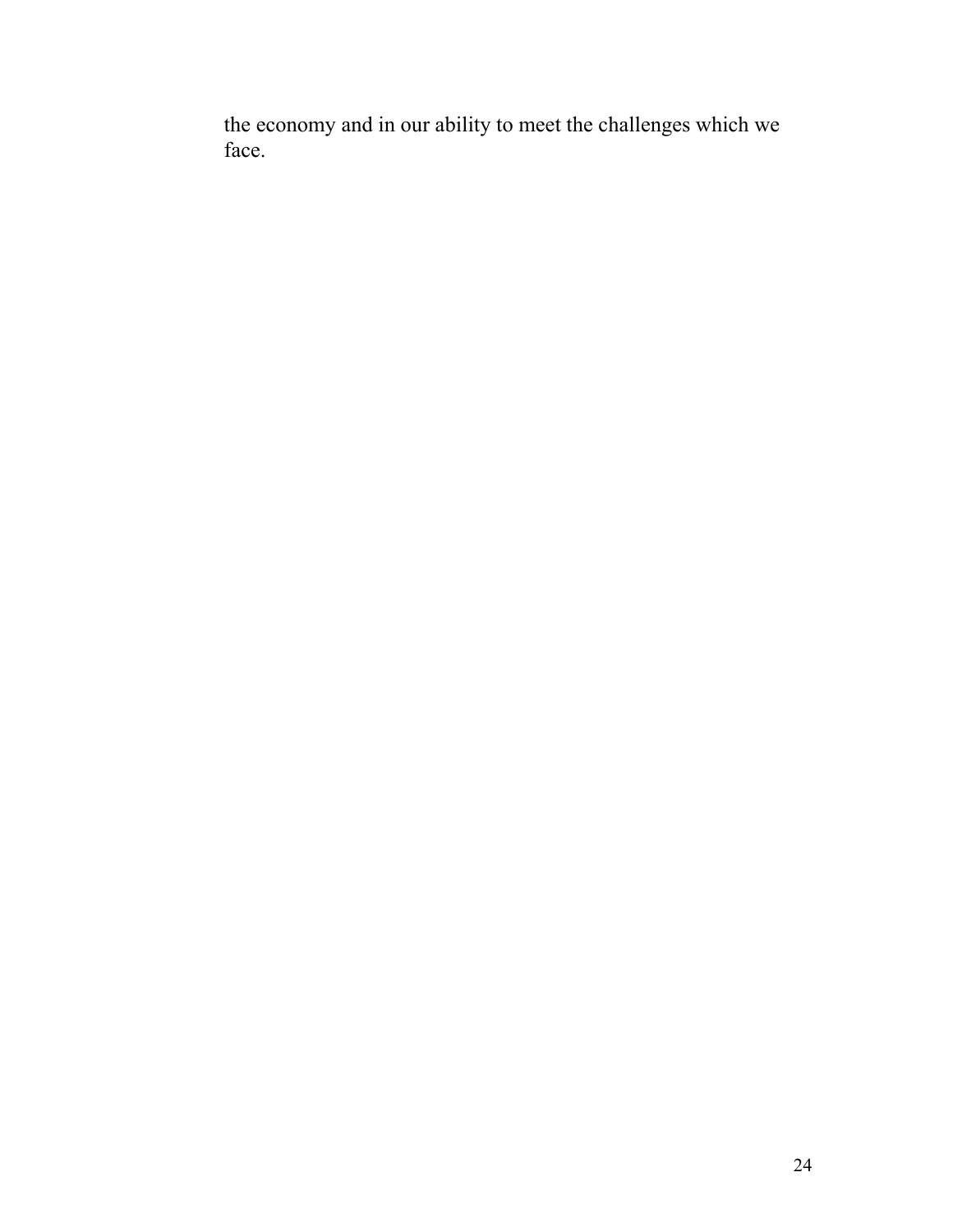the economy and in our ability to meet the challenges which we face.